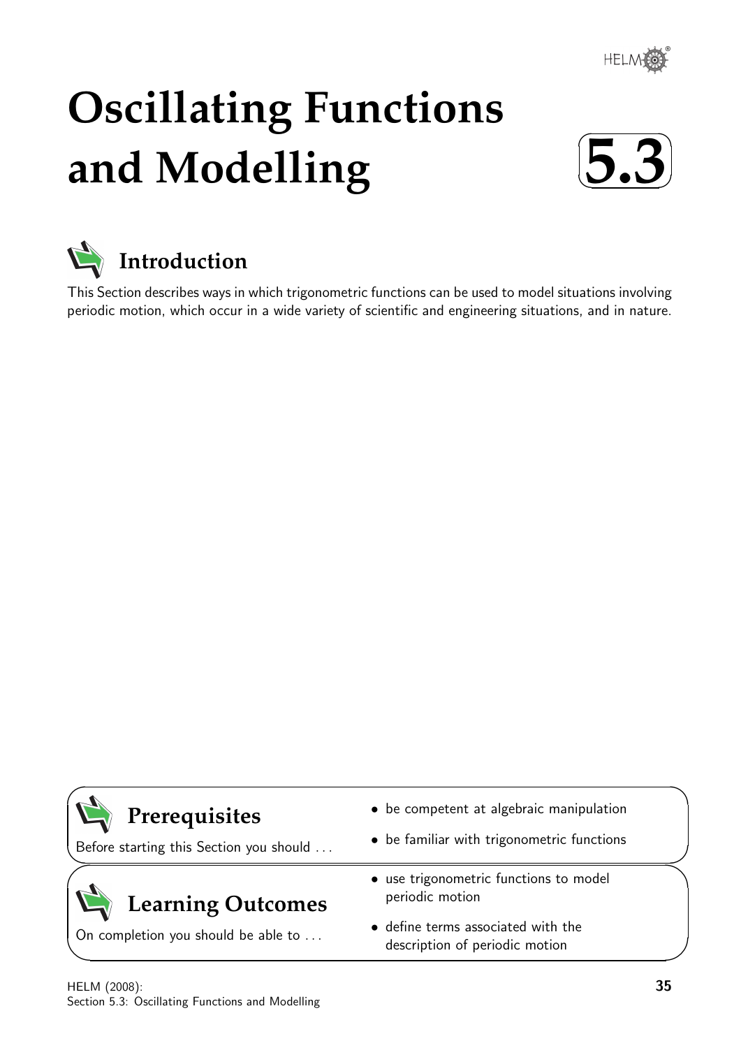# Oscillating Functions and Modelling

# 5.3

## Introduction

This Section describes ways in which trigonometric functions can be used to model situations involving periodic motion, which occur in a wide variety of scientific and engineering situations, and in nature.

## Prerequisites

Before starting this Section you should ...

- be competent at algebraic manipulation
- be familiar with trigonometric functions

## Learning Outcomes

On completion you should be able to ...

- use trigonometric functions to model periodic motion
- define terms associated with the description of periodic motion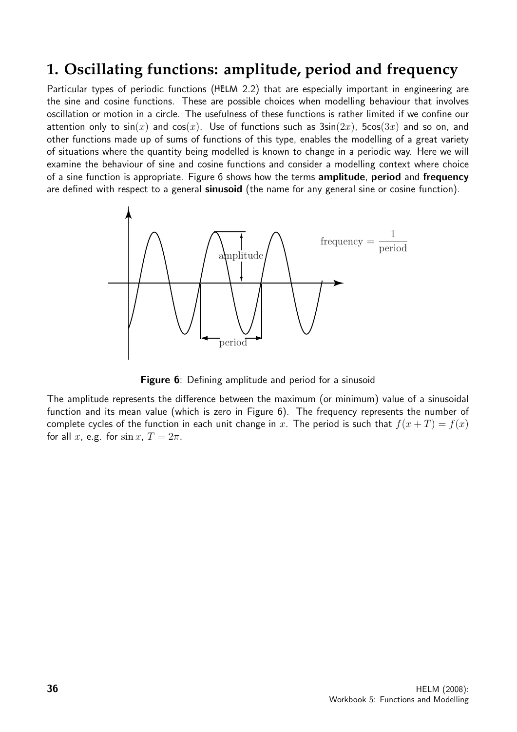## 1. Oscillating functions: amplitude, period and frequency

Particular types of periodic functions (HELM 2.2) that are especially important in engineering are the sine and cosine functions. These are possible choices when modelling behaviour that involves oscillation or motion in a circle. The usefulness of these functions is rather limited if we confine our attention only to $\sin(x)$ and $\cos(x)$. Use of functions such as $3\sin(2x)$, $5\cos(3x)$ and so on, and other functions made up of sums of functions of this type, enables the modelling of a great variety of situations where the quantity being modelled is known to change in a periodic way. Here we will examine the behaviour of sine and cosine functions and consider a modelling context where choice of a sine function is appropriate. Figure 6 shows how the terms **amplitude**, **period** and **frequency** are defined with respect to a general **sinusoid** (the name for any general sine or cosine function).

**Figure 6**: Defining amplitude and period for a sinusoid

The amplitude represents the difference between the maximum (or minimum) value of a sinusoidal function and its mean value (which is zero in Figure 6). The frequency represents the number of complete cycles of the function in each unit change in $x$. The period is such that $f(x + T) = f(x)$ for all $x$, e.g. for $\sin x$, $T = 2\pi$.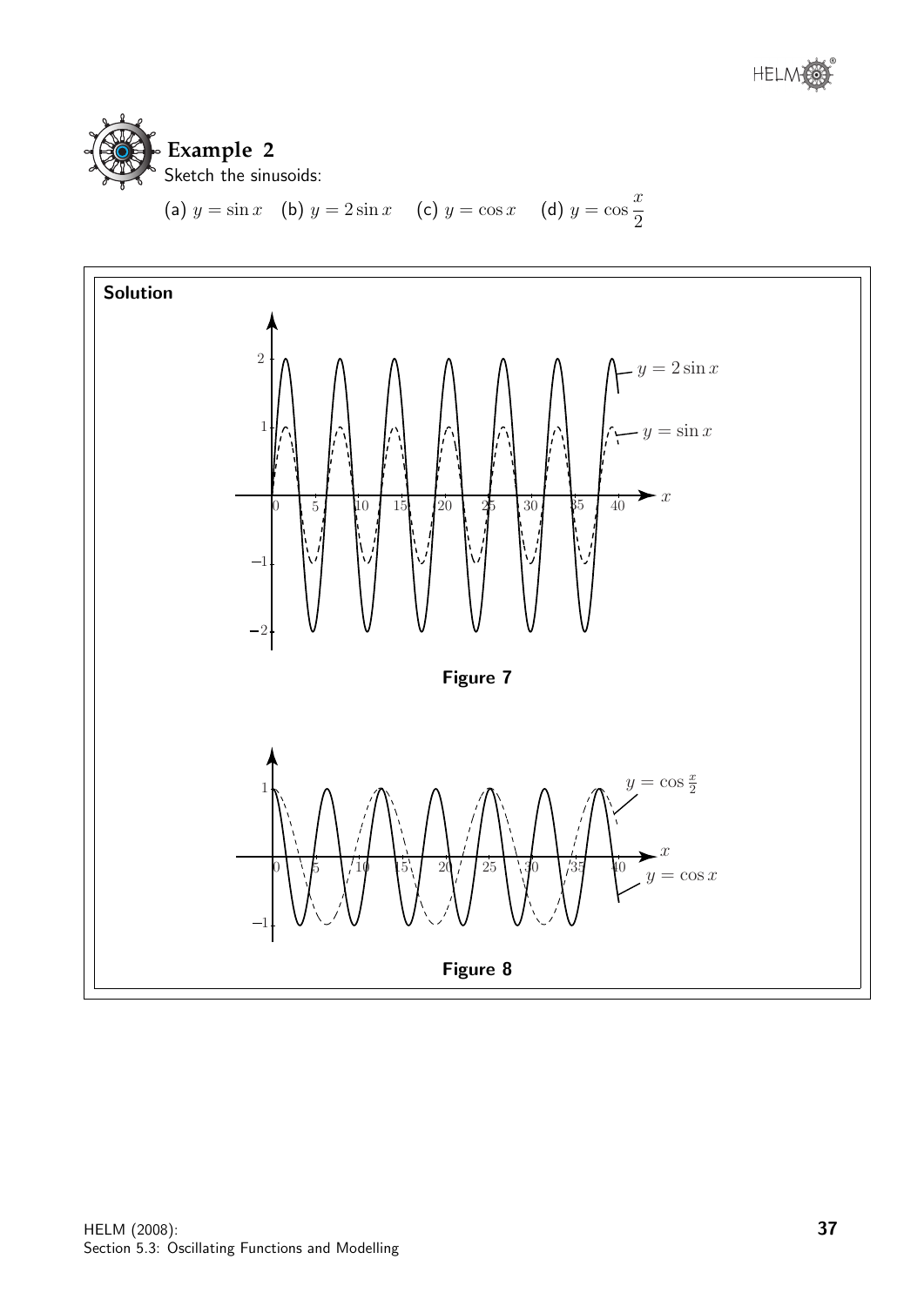**Example 2**

Sketch the sinusoids:

(a) $y = \sin x$ (b) $y = 2\sin x$ (c) $y = \cos x$ (d) $y = \cos\dfrac{x}{2}$

**Solution**

**Figure 7**

**Figure 8**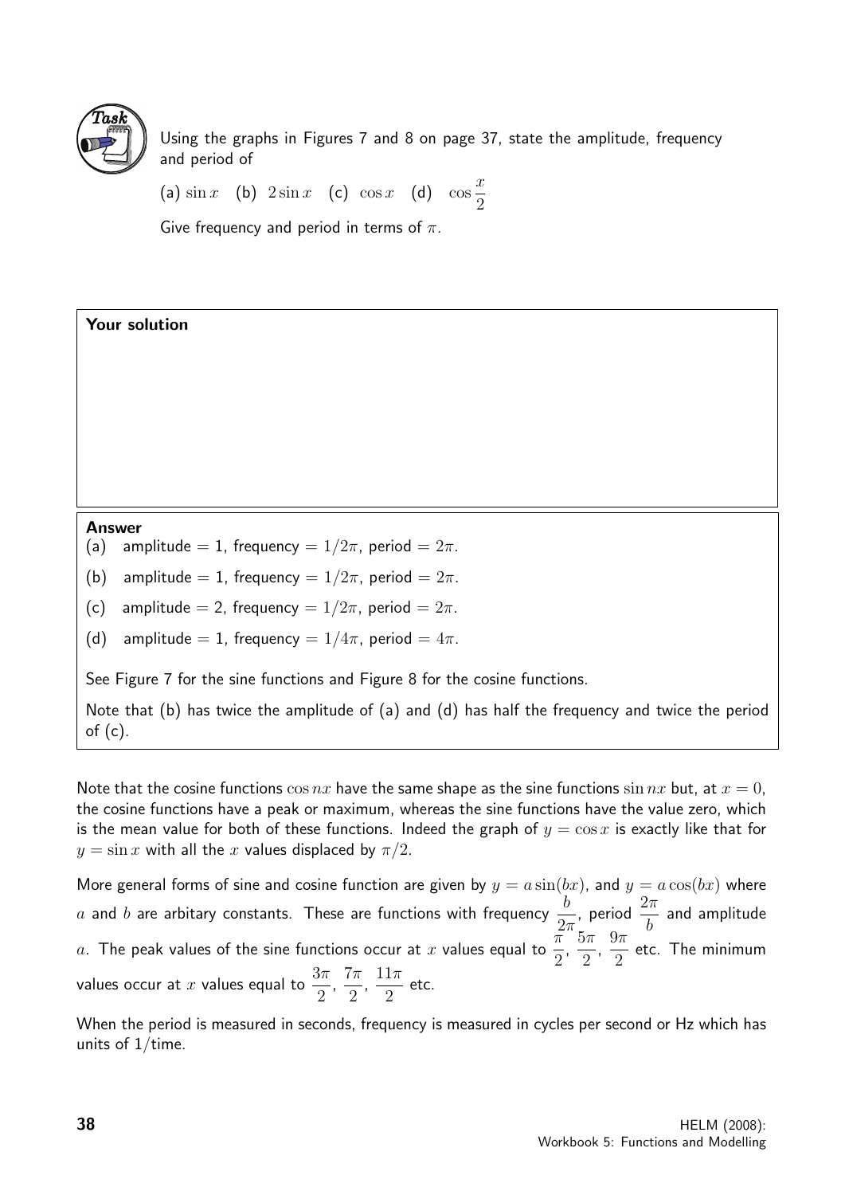**Task**

Using the graphs in Figures 7 and 8 on page 37, state the amplitude, frequency and period of

(a) $\sin x$ (b) $2\sin x$ (c) $\cos x$ (d) $\cos\dfrac{x}{2}$

Give frequency and period in terms of $\pi$.

**Your solution**

**Answer**

(a) amplitude = 1, frequency = $1/2\pi$, period = $2\pi$.

(b) amplitude = 1, frequency = $1/2\pi$, period = $2\pi$.

(c) amplitude = 2, frequency = $1/2\pi$, period = $2\pi$.

(d) amplitude = 1, frequency = $1/4\pi$, period = $4\pi$.

See Figure 7 for the sine functions and Figure 8 for the cosine functions.

Note that (b) has twice the amplitude of (a) and (d) has half the frequency and twice the period of (c).

Note that the cosine functions $\cos nx$ have the same shape as the sine functions $\sin nx$ but, at $x = 0$, the cosine functions have a peak or maximum, whereas the sine functions have the value zero, which is the mean value for both of these functions. Indeed the graph of $y = \cos x$ is exactly like that for $y = \sin x$ with all the $x$ values displaced by $\pi/2$.

More general forms of sine and cosine function are given by $y = a\sin(bx)$, and $y = a\cos(bx)$ where $a$ and $b$ are arbitary constants. These are functions with frequency $\dfrac{b}{2\pi}$, period $\dfrac{2\pi}{b}$ and amplitude $a$. The peak values of the sine functions occur at $x$ values equal to $\dfrac{\pi}{2}$, $\dfrac{5\pi}{2}$, $\dfrac{9\pi}{2}$ etc. The minimum values occur at $x$ values equal to $\dfrac{3\pi}{2}$, $\dfrac{7\pi}{2}$, $\dfrac{11\pi}{2}$ etc.

When the period is measured in seconds, frequency is measured in cycles per second or Hz which has units of 1/time.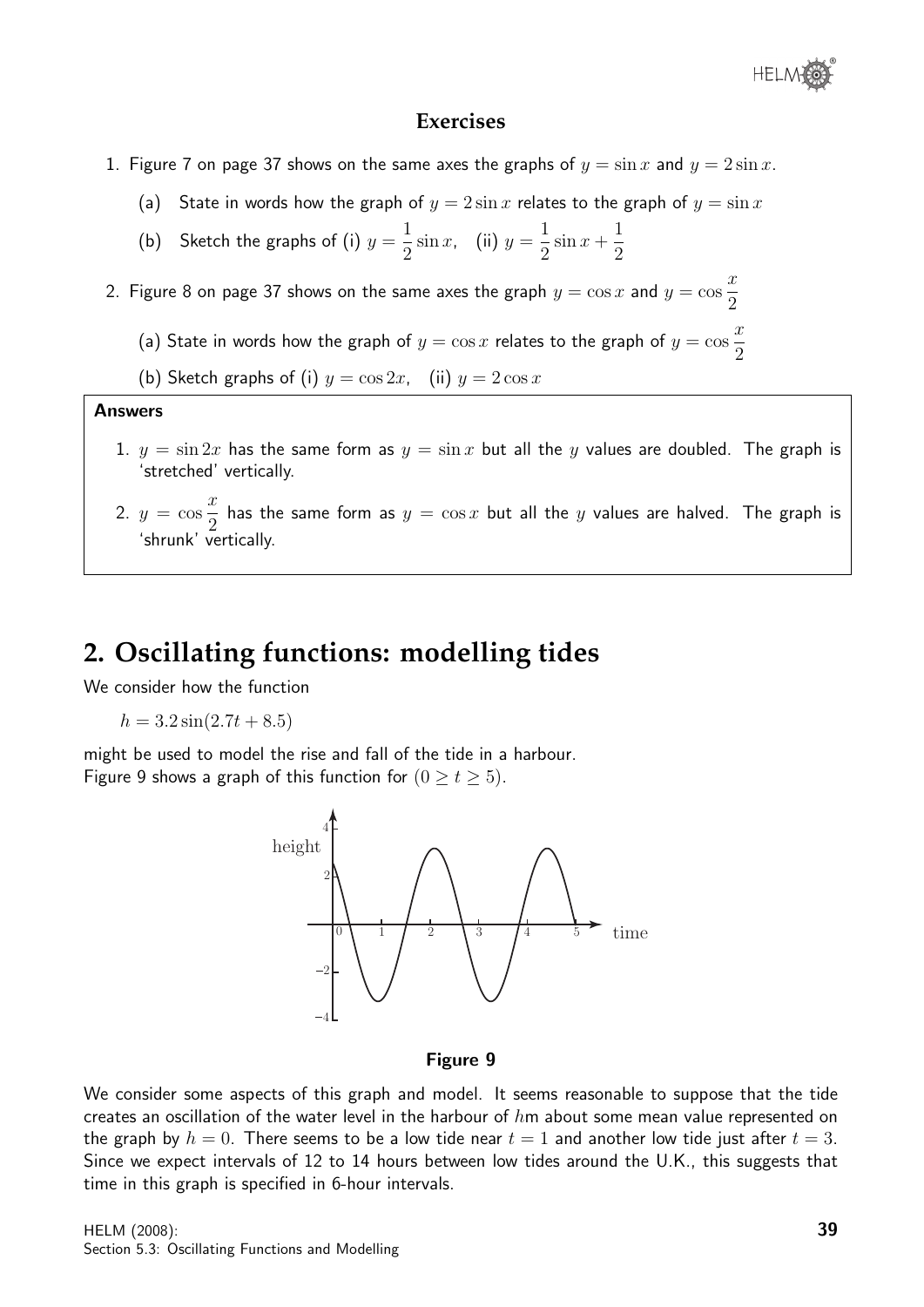### Exercises

1. Figure 7 on page 37 shows on the same axes the graphs of $y = \sin x$ and $y = 2\sin x$.

   (a) State in words how the graph of $y = 2\sin x$ relates to the graph of $y = \sin x$

   (b) Sketch the graphs of (i) $y = \dfrac{1}{2}\sin x$, (ii) $y = \dfrac{1}{2}\sin x + \dfrac{1}{2}$

2. Figure 8 on page 37 shows on the same axes the graph $y = \cos x$ and $y = \cos\dfrac{x}{2}$

   (a) State in words how the graph of $y = \cos x$ relates to the graph of $y = \cos\dfrac{x}{2}$

   (b) Sketch graphs of (i) $y = \cos 2x$, (ii) $y = 2\cos x$

**Answers**

1. $y = \sin 2x$ has the same form as $y = \sin x$ but all the $y$ values are doubled. The graph is 'stretched' vertically.

2. $y = \cos\dfrac{x}{2}$ has the same form as $y = \cos x$ but all the $y$ values are halved. The graph is 'shrunk' vertically.

## 2. Oscillating functions: modelling tides

We consider how the function

$$h = 3.2\sin(2.7t + 8.5)$$

might be used to model the rise and fall of the tide in a harbour.
Figure 9 shows a graph of this function for $(0 \geq t \geq 5)$.

**Figure 9**

We consider some aspects of this graph and model. It seems reasonable to suppose that the tide creates an oscillation of the water level in the harbour of $h$m about some mean value represented on the graph by $h = 0$. There seems to be a low tide near $t = 1$ and another low tide just after $t = 3$. Since we expect intervals of 12 to 14 hours between low tides around the U.K., this suggests that time in this graph is specified in 6-hour intervals.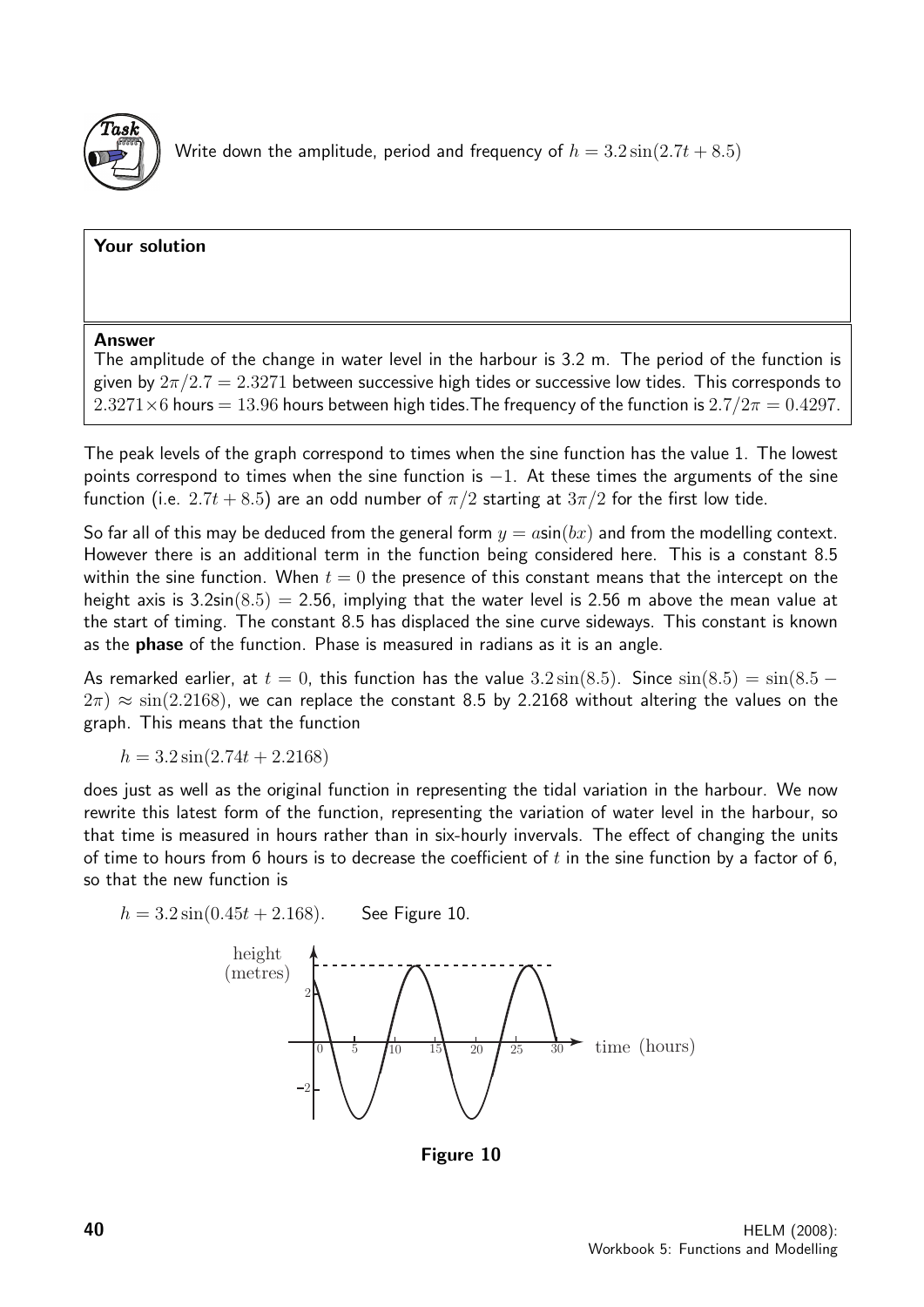**Task**

Write down the amplitude, period and frequency of $h = 3.2\sin(2.7t + 8.5)$

**Your solution**

**Answer**

The amplitude of the change in water level in the harbour is 3.2 m. The period of the function is given by $2\pi/2.7 = 2.3271$ between successive high tides or successive low tides. This corresponds to $2.3271\times 6$ hours $= 13.96$ hours between high tides.The frequency of the function is $2.7/2\pi = 0.4297$.

The peak levels of the graph correspond to times when the sine function has the value 1. The lowest points correspond to times when the sine function is $-1$. At these times the arguments of the sine function (i.e. $2.7t + 8.5$) are an odd number of $\pi/2$ starting at $3\pi/2$ for the first low tide.

So far all of this may be deduced from the general form $y = a\sin(bx)$ and from the modelling context. However there is an additional term in the function being considered here. This is a constant 8.5 within the sine function. When $t = 0$ the presence of this constant means that the intercept on the height axis is $3.2\sin(8.5) = 2.56$, implying that the water level is 2.56 m above the mean value at the start of timing. The constant 8.5 has displaced the sine curve sideways. This constant is known as the **phase** of the function. Phase is measured in radians as it is an angle.

As remarked earlier, at $t = 0$, this function has the value $3.2\sin(8.5)$. Since $\sin(8.5) = \sin(8.5 - 2\pi) \approx \sin(2.2168)$, we can replace the constant 8.5 by 2.2168 without altering the values on the graph. This means that the function

$$h = 3.2\sin(2.74t + 2.2168)$$

does just as well as the original function in representing the tidal variation in the harbour. We now rewrite this latest form of the function, representing the variation of water level in the harbour, so that time is measured in hours rather than in six-hourly invervals. The effect of changing the units of time to hours from 6 hours is to decrease the coefficient of $t$ in the sine function by a factor of 6, so that the new function is

$$h = 3.2\sin(0.45t + 2.168). \quad \text{See Figure 10.}$$

Figure 10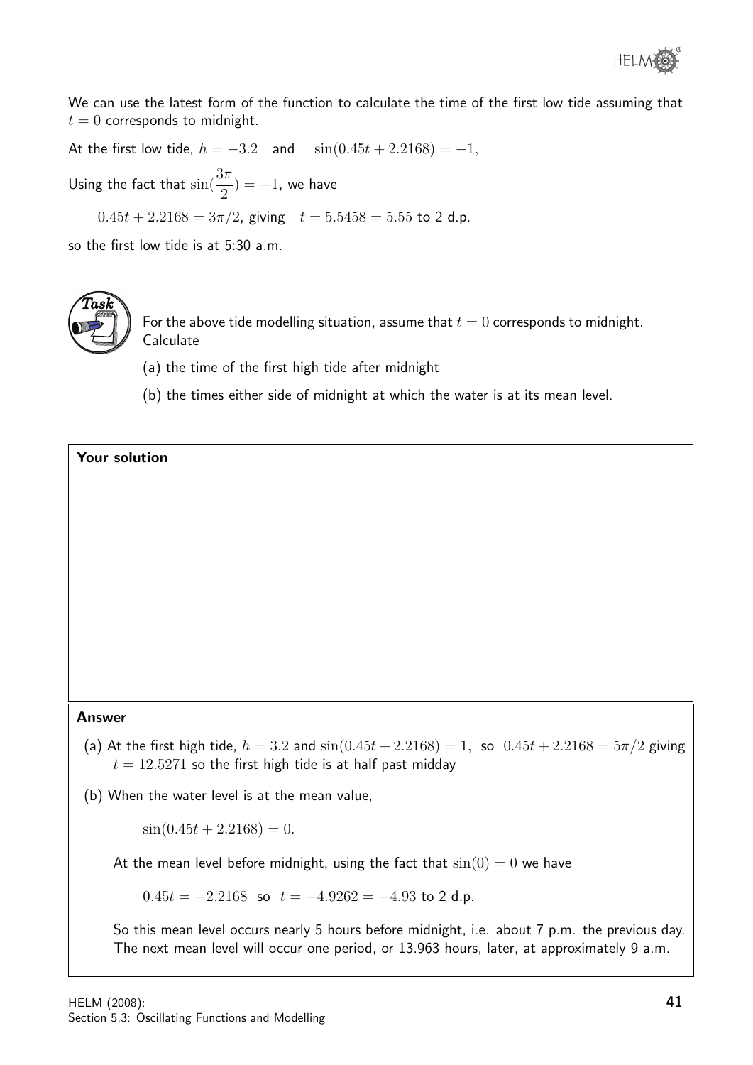We can use the latest form of the function to calculate the time of the first low tide assuming that $t = 0$ corresponds to midnight.

At the first low tide, $h = -3.2$ and $\sin(0.45t + 2.2168) = -1$,

Using the fact that $\sin(\frac{3\pi}{2}) = -1$, we have

$0.45t + 2.2168 = 3\pi/2$, giving $t = 5.5458 = 5.55$ to 2 d.p.

so the first low tide is at 5:30 a.m.

**Task**

For the above tide modelling situation, assume that $t = 0$ corresponds to midnight. Calculate

(a) the time of the first high tide after midnight

(b) the times either side of midnight at which the water is at its mean level.

**Your solution**

**Answer**

(a) At the first high tide, $h = 3.2$ and $\sin(0.45t + 2.2168) = 1$, so $0.45t + 2.2168 = 5\pi/2$ giving $t = 12.5271$ so the first high tide is at half past midday

(b) When the water level is at the mean value,

$$\sin(0.45t + 2.2168) = 0.$$

At the mean level before midnight, using the fact that $\sin(0) = 0$ we have

$$0.45t = -2.2168 \text{ so } t = -4.9262 = -4.93 \text{ to 2 d.p.}$$

So this mean level occurs nearly 5 hours before midnight, i.e. about 7 p.m. the previous day. The next mean level will occur one period, or 13.963 hours, later, at approximately 9 a.m.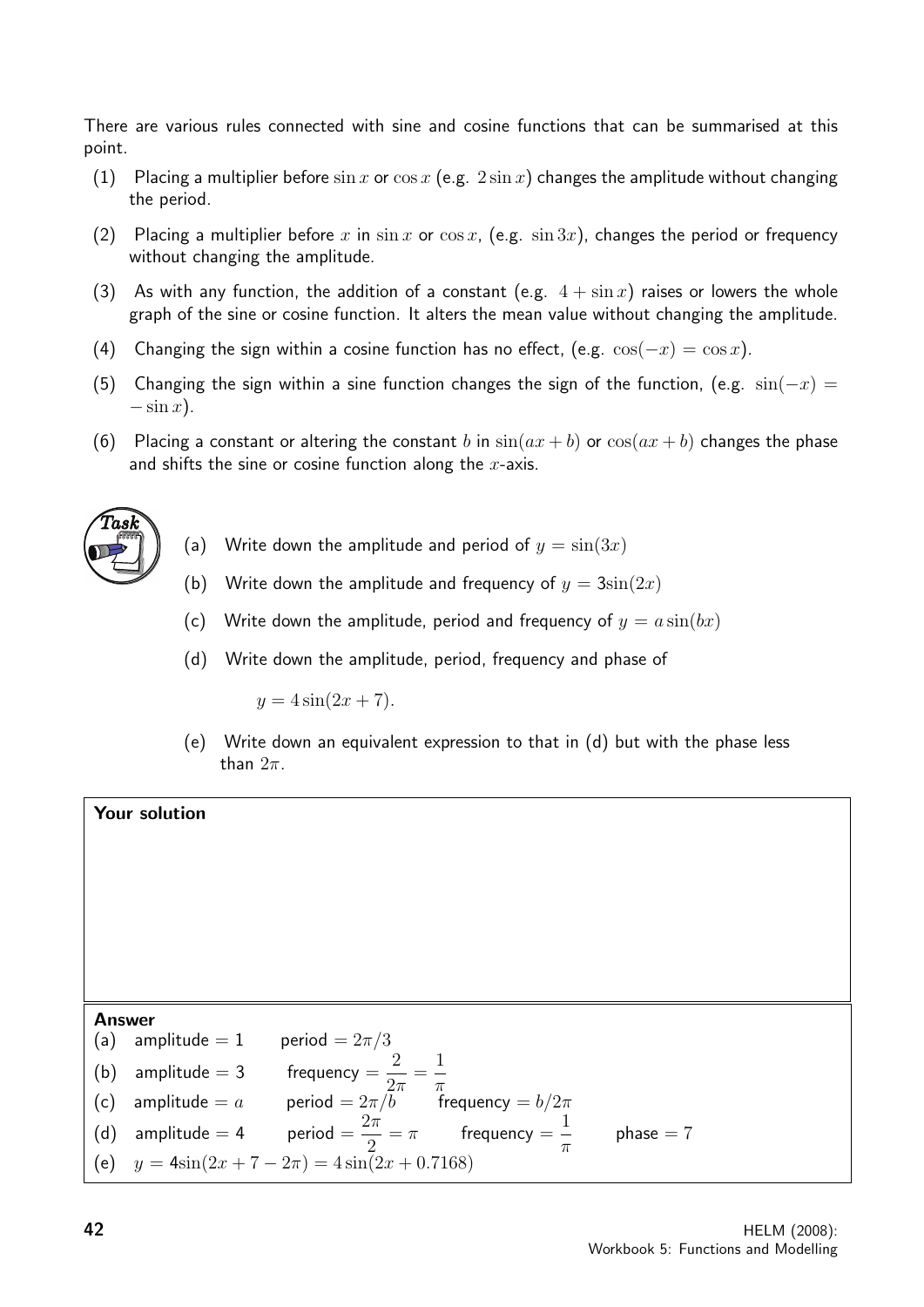There are various rules connected with sine and cosine functions that can be summarised at this point.

(1) Placing a multiplier before $\sin x$ or $\cos x$ (e.g. $2\sin x$) changes the amplitude without changing the period.

(2) Placing a multiplier before $x$ in $\sin x$ or $\cos x$, (e.g. $\sin 3x$), changes the period or frequency without changing the amplitude.

(3) As with any function, the addition of a constant (e.g. $4 + \sin x$) raises or lowers the whole graph of the sine or cosine function. It alters the mean value without changing the amplitude.

(4) Changing the sign within a cosine function has no effect, (e.g. $\cos(-x) = \cos x$).

(5) Changing the sign within a sine function changes the sign of the function, (e.g. $\sin(-x) = -\sin x$).

(6) Placing a constant or altering the constant $b$ in $\sin(ax + b)$ or $\cos(ax + b)$ changes the phase and shifts the sine or cosine function along the $x$-axis.

**Task**

(a) Write down the amplitude and period of $y = \sin(3x)$

(b) Write down the amplitude and frequency of $y = 3\sin(2x)$

(c) Write down the amplitude, period and frequency of $y = a\sin(bx)$

(d) Write down the amplitude, period, frequency and phase of

$$y = 4\sin(2x + 7).$$

(e) Write down an equivalent expression to that in (d) but with the phase less than $2\pi$.

**Your solution**

**Answer**

(a) amplitude $= 1$ period $= 2\pi/3$

(b) amplitude $= 3$ frequency $= \dfrac{2}{2\pi} = \dfrac{1}{\pi}$

(c) amplitude $= a$ period $= 2\pi/b$ frequency $= b/2\pi$

(d) amplitude $= 4$ period $= \dfrac{2\pi}{2} = \pi$ frequency $= \dfrac{1}{\pi}$ phase $= 7$

(e) $y = 4\sin(2x + 7 - 2\pi) = 4\sin(2x + 0.7168)$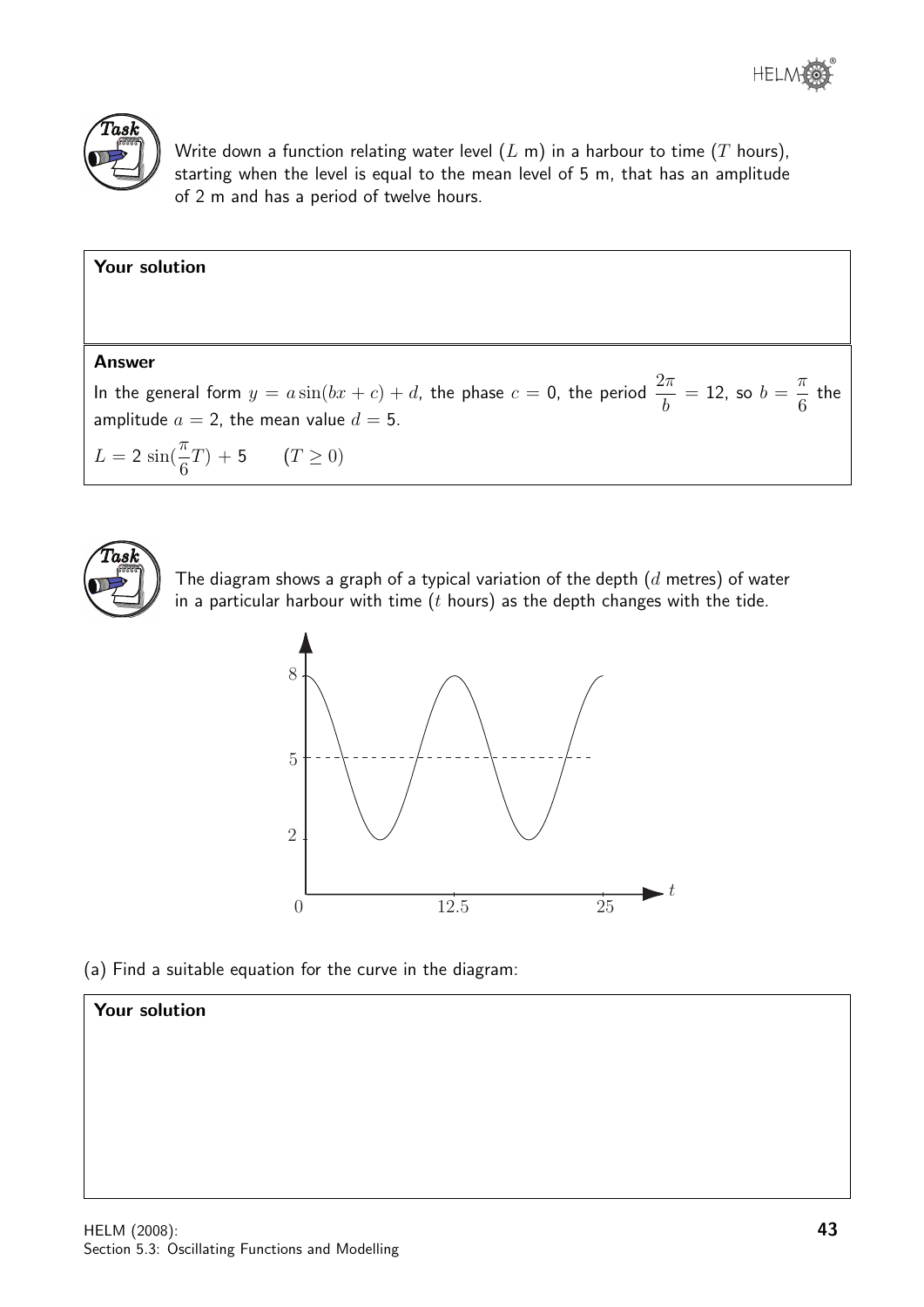**Task**

Write down a function relating water level ($L$ m) in a harbour to time ($T$ hours), starting when the level is equal to the mean level of 5 m, that has an amplitude of 2 m and has a period of twelve hours.

**Your solution**

**Answer**

In the general form $y = a\sin(bx + c) + d$, the phase $c = 0$, the period $\dfrac{2\pi}{b} = 12$, so $b = \dfrac{\pi}{6}$ the amplitude $a = 2$, the mean value $d = 5$.

$L = 2\sin(\dfrac{\pi}{6}T) + 5 \qquad (T \geq 0)$

**Task**

The diagram shows a graph of a typical variation of the depth ($d$ metres) of water in a particular harbour with time ($t$ hours) as the depth changes with the tide.

(a) Find a suitable equation for the curve in the diagram:

**Your solution**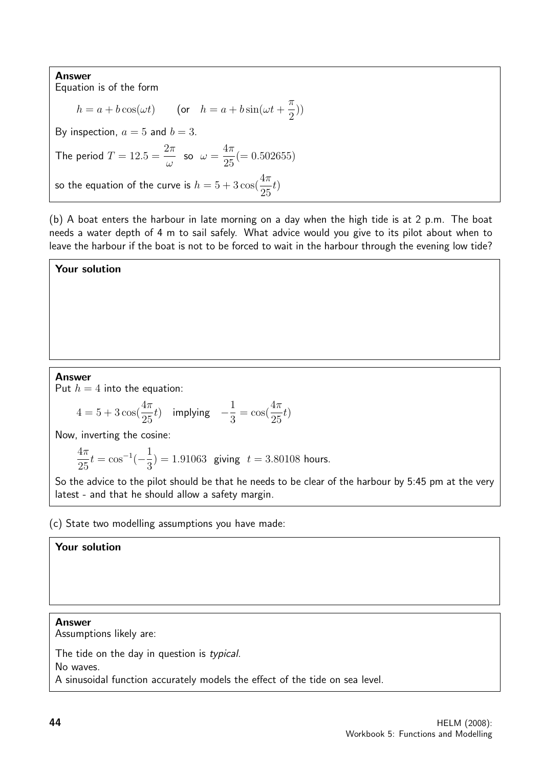**Answer**

Equation is of the form

$$h = a + b\cos(\omega t) \qquad (\text{or} \quad h = a + b\sin(\omega t + \frac{\pi}{2}))$$

By inspection, $a = 5$ and $b = 3$.

The period $T = 12.5 = \dfrac{2\pi}{\omega}$ so $\omega = \dfrac{4\pi}{25}(= 0.502655)$

so the equation of the curve is $h = 5 + 3\cos(\dfrac{4\pi}{25}t)$

(b) A boat enters the harbour in late morning on a day when the high tide is at 2 p.m. The boat needs a water depth of 4 m to sail safely. What advice would you give to its pilot about when to leave the harbour if the boat is not to be forced to wait in the harbour through the evening low tide?

**Your solution**

**Answer**

Put $h = 4$ into the equation:

$$4 = 5 + 3\cos(\frac{4\pi}{25}t) \quad \text{implying} \quad -\frac{1}{3} = \cos(\frac{4\pi}{25}t)$$

Now, inverting the cosine:

$$\frac{4\pi}{25}t = \cos^{-1}(-\frac{1}{3}) = 1.91063 \;\; \text{giving} \;\; t = 3.80108 \text{ hours.}$$

So the advice to the pilot should be that he needs to be clear of the harbour by 5:45 pm at the very latest - and that he should allow a safety margin.

(c) State two modelling assumptions you have made:

**Your solution**

**Answer**

Assumptions likely are:

The tide on the day in question is *typical*.

No waves.

A sinusoidal function accurately models the effect of the tide on sea level.